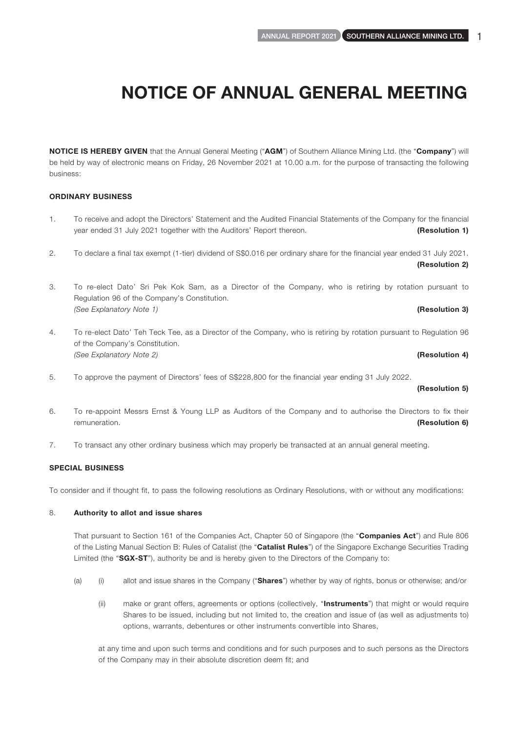# NOTICE OF ANNUAL GENERAL MEETING

**NOTICE IS HEREBY GIVEN** that the Annual General Meeting ("**AGM**") of Southern Alliance Mining Ltd. (the "**Company**") will be held by way of electronic means on Friday, 26 November 2021 at 10.00 a.m. for the purpose of transacting the following business:

**ORDINARY BUSINESS**

1. To receive and adopt the Directors' Statement and the Audited Financial Statements of the Company for the financial year ended 31 July 2021 together with the Auditors' Report thereon. **(Resolution 1)**

2. To declare a final tax exempt (1-tier) dividend of S$0.016 per ordinary share for the financial year ended 31 July 2021. **(Resolution 2)**

3. To re-elect Dato' Sri Pek Kok Sam, as a Director of the Company, who is retiring by rotation pursuant to Regulation 96 of the Company's Constitution.
   *(See Explanatory Note 1)* **(Resolution 3)**

4. To re-elect Dato' Teh Teck Tee, as a Director of the Company, who is retiring by rotation pursuant to Regulation 96 of the Company's Constitution.
   *(See Explanatory Note 2)* **(Resolution 4)**

5. To approve the payment of Directors' fees of S$228,800 for the financial year ending 31 July 2022. **(Resolution 5)**

6. To re-appoint Messrs Ernst & Young LLP as Auditors of the Company and to authorise the Directors to fix their remuneration. **(Resolution 6)**

7. To transact any other ordinary business which may properly be transacted at an annual general meeting.

**SPECIAL BUSINESS**

To consider and if thought fit, to pass the following resolutions as Ordinary Resolutions, with or without any modifications:

8. **Authority to allot and issue shares**

   That pursuant to Section 161 of the Companies Act, Chapter 50 of Singapore (the "**Companies Act**") and Rule 806 of the Listing Manual Section B: Rules of Catalist (the "**Catalist Rules**") of the Singapore Exchange Securities Trading Limited (the "**SGX-ST**"), authority be and is hereby given to the Directors of the Company to:

   (a) (i) allot and issue shares in the Company ("**Shares**") whether by way of rights, bonus or otherwise; and/or

   (ii) make or grant offers, agreements or options (collectively, "**Instruments**") that might or would require Shares to be issued, including but not limited to, the creation and issue of (as well as adjustments to) options, warrants, debentures or other instruments convertible into Shares,

   at any time and upon such terms and conditions and for such purposes and to such persons as the Directors of the Company may in their absolute discretion deem fit; and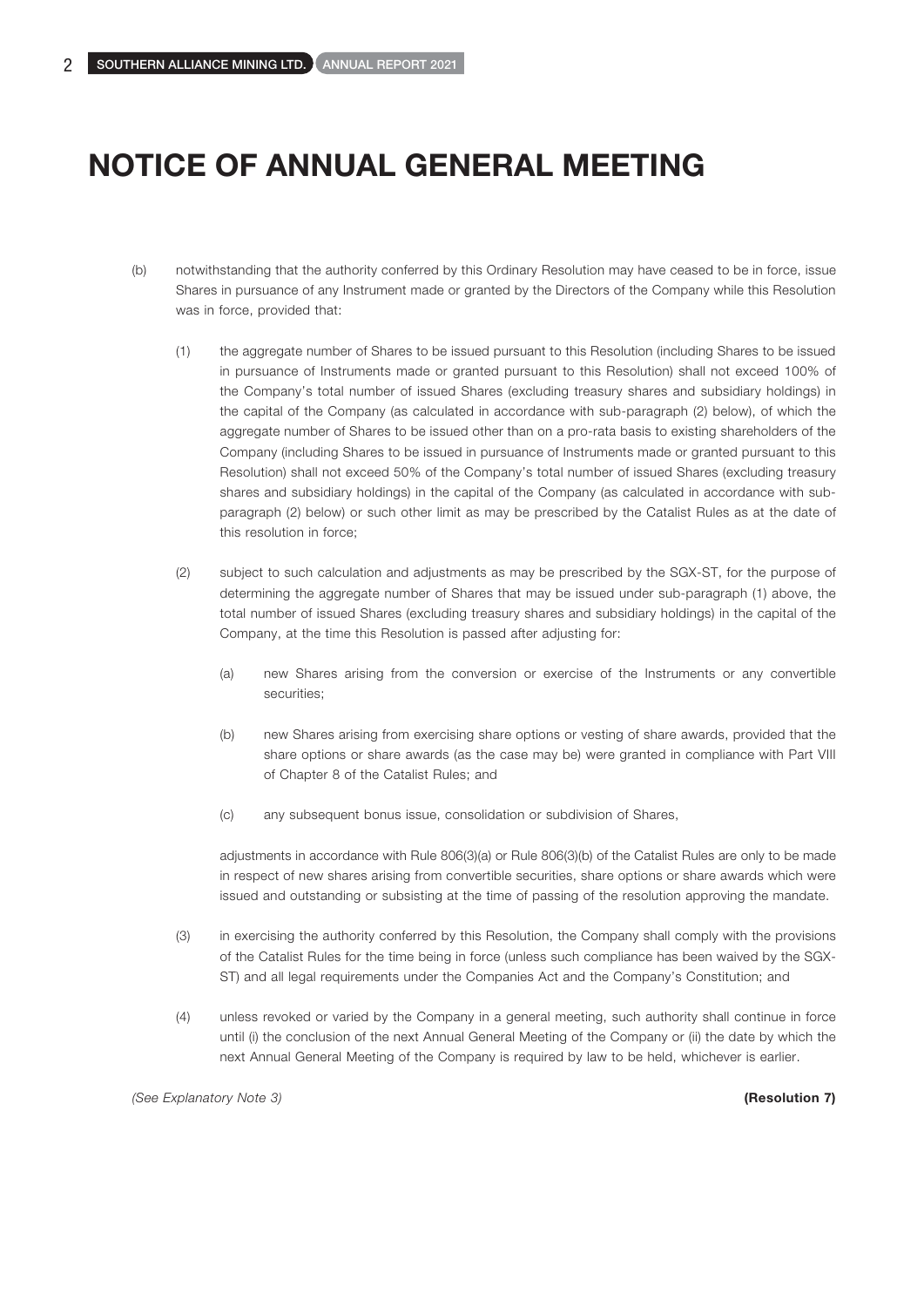# NOTICE OF ANNUAL GENERAL MEETING

(b) notwithstanding that the authority conferred by this Ordinary Resolution may have ceased to be in force, issue Shares in pursuance of any Instrument made or granted by the Directors of the Company while this Resolution was in force, provided that:

(1) the aggregate number of Shares to be issued pursuant to this Resolution (including Shares to be issued in pursuance of Instruments made or granted pursuant to this Resolution) shall not exceed 100% of the Company's total number of issued Shares (excluding treasury shares and subsidiary holdings) in the capital of the Company (as calculated in accordance with sub-paragraph (2) below), of which the aggregate number of Shares to be issued other than on a pro-rata basis to existing shareholders of the Company (including Shares to be issued in pursuance of Instruments made or granted pursuant to this Resolution) shall not exceed 50% of the Company's total number of issued Shares (excluding treasury shares and subsidiary holdings) in the capital of the Company (as calculated in accordance with sub-paragraph (2) below) or such other limit as may be prescribed by the Catalist Rules as at the date of this resolution in force;

(2) subject to such calculation and adjustments as may be prescribed by the SGX-ST, for the purpose of determining the aggregate number of Shares that may be issued under sub-paragraph (1) above, the total number of issued Shares (excluding treasury shares and subsidiary holdings) in the capital of the Company, at the time this Resolution is passed after adjusting for:

(a) new Shares arising from the conversion or exercise of the Instruments or any convertible securities;

(b) new Shares arising from exercising share options or vesting of share awards, provided that the share options or share awards (as the case may be) were granted in compliance with Part VIII of Chapter 8 of the Catalist Rules; and

(c) any subsequent bonus issue, consolidation or subdivision of Shares,

adjustments in accordance with Rule 806(3)(a) or Rule 806(3)(b) of the Catalist Rules are only to be made in respect of new shares arising from convertible securities, share options or share awards which were issued and outstanding or subsisting at the time of passing of the resolution approving the mandate.

(3) in exercising the authority conferred by this Resolution, the Company shall comply with the provisions of the Catalist Rules for the time being in force (unless such compliance has been waived by the SGX-ST) and all legal requirements under the Companies Act and the Company's Constitution; and

(4) unless revoked or varied by the Company in a general meeting, such authority shall continue in force until (i) the conclusion of the next Annual General Meeting of the Company or (ii) the date by which the next Annual General Meeting of the Company is required by law to be held, whichever is earlier.

*(See Explanatory Note 3)* **(Resolution 7)**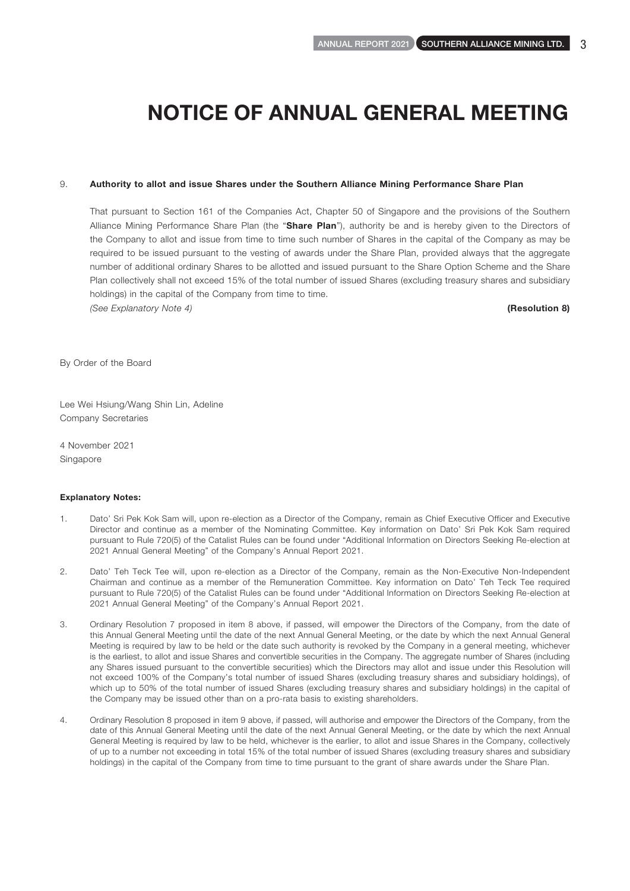# NOTICE OF ANNUAL GENERAL MEETING

9. **Authority to allot and issue Shares under the Southern Alliance Mining Performance Share Plan**

   That pursuant to Section 161 of the Companies Act, Chapter 50 of Singapore and the provisions of the Southern Alliance Mining Performance Share Plan (the "**Share Plan**"), authority be and is hereby given to the Directors of the Company to allot and issue from time to time such number of Shares in the capital of the Company as may be required to be issued pursuant to the vesting of awards under the Share Plan, provided always that the aggregate number of additional ordinary Shares to be allotted and issued pursuant to the Share Option Scheme and the Share Plan collectively shall not exceed 15% of the total number of issued Shares (excluding treasury shares and subsidiary holdings) in the capital of the Company from time to time.

   *(See Explanatory Note 4)* **(Resolution 8)**

By Order of the Board

Lee Wei Hsiung/Wang Shin Lin, Adeline
Company Secretaries

4 November 2021
Singapore

**Explanatory Notes:**

1. Dato' Sri Pek Kok Sam will, upon re-election as a Director of the Company, remain as Chief Executive Officer and Executive Director and continue as a member of the Nominating Committee. Key information on Dato' Sri Pek Kok Sam required pursuant to Rule 720(5) of the Catalist Rules can be found under "Additional Information on Directors Seeking Re-election at 2021 Annual General Meeting" of the Company's Annual Report 2021.

2. Dato' Teh Teck Tee will, upon re-election as a Director of the Company, remain as the Non-Executive Non-Independent Chairman and continue as a member of the Remuneration Committee. Key information on Dato' Teh Teck Tee required pursuant to Rule 720(5) of the Catalist Rules can be found under "Additional Information on Directors Seeking Re-election at 2021 Annual General Meeting" of the Company's Annual Report 2021.

3. Ordinary Resolution 7 proposed in item 8 above, if passed, will empower the Directors of the Company, from the date of this Annual General Meeting until the date of the next Annual General Meeting, or the date by which the next Annual General Meeting is required by law to be held or the date such authority is revoked by the Company in a general meeting, whichever is the earliest, to allot and issue Shares and convertible securities in the Company. The aggregate number of Shares (including any Shares issued pursuant to the convertible securities) which the Directors may allot and issue under this Resolution will not exceed 100% of the Company's total number of issued Shares (excluding treasury shares and subsidiary holdings), of which up to 50% of the total number of issued Shares (excluding treasury shares and subsidiary holdings) in the capital of the Company may be issued other than on a pro-rata basis to existing shareholders.

4. Ordinary Resolution 8 proposed in item 9 above, if passed, will authorise and empower the Directors of the Company, from the date of this Annual General Meeting until the date of the next Annual General Meeting, or the date by which the next Annual General Meeting is required by law to be held, whichever is the earlier, to allot and issue Shares in the Company, collectively of up to a number not exceeding in total 15% of the total number of issued Shares (excluding treasury shares and subsidiary holdings) in the capital of the Company from time to time pursuant to the grant of share awards under the Share Plan.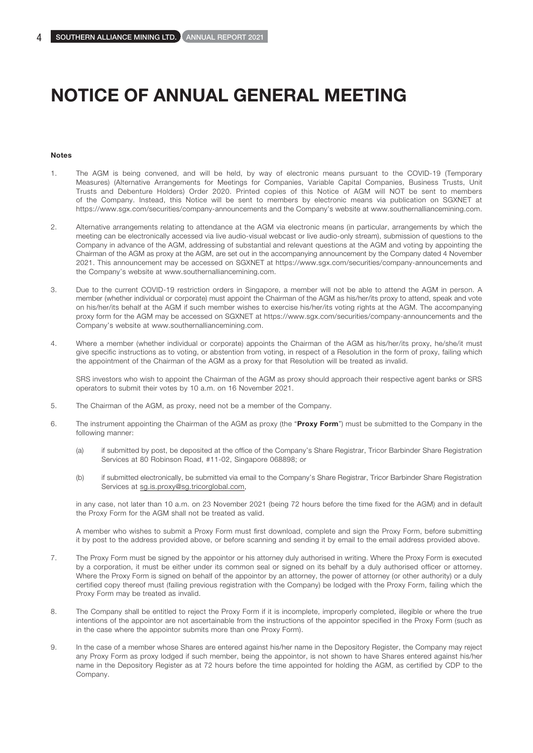# NOTICE OF ANNUAL GENERAL MEETING

**Notes**

1. The AGM is being convened, and will be held, by way of electronic means pursuant to the COVID-19 (Temporary Measures) (Alternative Arrangements for Meetings for Companies, Variable Capital Companies, Business Trusts, Unit Trusts and Debenture Holders) Order 2020. Printed copies of this Notice of AGM will NOT be sent to members of the Company. Instead, this Notice will be sent to members by electronic means via publication on SGXNET at https://www.sgx.com/securities/company-announcements and the Company's website at www.southernalliancemining.com.

2. Alternative arrangements relating to attendance at the AGM via electronic means (in particular, arrangements by which the meeting can be electronically accessed via live audio-visual webcast or live audio-only stream), submission of questions to the Company in advance of the AGM, addressing of substantial and relevant questions at the AGM and voting by appointing the Chairman of the AGM as proxy at the AGM, are set out in the accompanying announcement by the Company dated 4 November 2021. This announcement may be accessed on SGXNET at https://www.sgx.com/securities/company-announcements and the Company's website at www.southernalliancemining.com.

3. Due to the current COVID-19 restriction orders in Singapore, a member will not be able to attend the AGM in person. A member (whether individual or corporate) must appoint the Chairman of the AGM as his/her/its proxy to attend, speak and vote on his/her/its behalf at the AGM if such member wishes to exercise his/her/its voting rights at the AGM. The accompanying proxy form for the AGM may be accessed on SGXNET at https://www.sgx.com/securities/company-announcements and the Company's website at www.southernalliancemining.com.

4. Where a member (whether individual or corporate) appoints the Chairman of the AGM as his/her/its proxy, he/she/it must give specific instructions as to voting, or abstention from voting, in respect of a Resolution in the form of proxy, failing which the appointment of the Chairman of the AGM as a proxy for that Resolution will be treated as invalid.

   SRS investors who wish to appoint the Chairman of the AGM as proxy should approach their respective agent banks or SRS operators to submit their votes by 10 a.m. on 16 November 2021.

5. The Chairman of the AGM, as proxy, need not be a member of the Company.

6. The instrument appointing the Chairman of the AGM as proxy (the "**Proxy Form**") must be submitted to the Company in the following manner:

   (a) if submitted by post, be deposited at the office of the Company's Share Registrar, Tricor Barbinder Share Registration Services at 80 Robinson Road, #11-02, Singapore 068898; or

   (b) if submitted electronically, be submitted via email to the Company's Share Registrar, Tricor Barbinder Share Registration Services at sg.is.proxy@sg.tricorglobal.com,

   in any case, not later than 10 a.m. on 23 November 2021 (being 72 hours before the time fixed for the AGM) and in default the Proxy Form for the AGM shall not be treated as valid.

   A member who wishes to submit a Proxy Form must first download, complete and sign the Proxy Form, before submitting it by post to the address provided above, or before scanning and sending it by email to the email address provided above.

7. The Proxy Form must be signed by the appointor or his attorney duly authorised in writing. Where the Proxy Form is executed by a corporation, it must be either under its common seal or signed on its behalf by a duly authorised officer or attorney. Where the Proxy Form is signed on behalf of the appointor by an attorney, the power of attorney (or other authority) or a duly certified copy thereof must (failing previous registration with the Company) be lodged with the Proxy Form, failing which the Proxy Form may be treated as invalid.

8. The Company shall be entitled to reject the Proxy Form if it is incomplete, improperly completed, illegible or where the true intentions of the appointor are not ascertainable from the instructions of the appointor specified in the Proxy Form (such as in the case where the appointor submits more than one Proxy Form).

9. In the case of a member whose Shares are entered against his/her name in the Depository Register, the Company may reject any Proxy Form as proxy lodged if such member, being the appointor, is not shown to have Shares entered against his/her name in the Depository Register as at 72 hours before the time appointed for holding the AGM, as certified by CDP to the Company.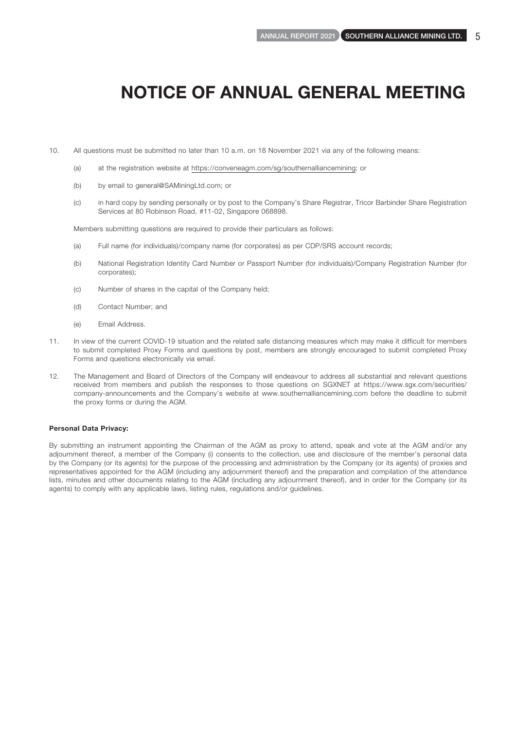# NOTICE OF ANNUAL GENERAL MEETING

10. All questions must be submitted no later than 10 a.m. on 18 November 2021 via any of the following means:

    (a) at the registration website at https://conveneagm.com/sg/southernalliancemining; or

    (b) by email to general@SAMiningLtd.com; or

    (c) in hard copy by sending personally or by post to the Company's Share Registrar, Tricor Barbinder Share Registration Services at 80 Robinson Road, #11-02, Singapore 068898.

    Members submitting questions are required to provide their particulars as follows:

    (a) Full name (for individuals)/company name (for corporates) as per CDP/SRS account records;

    (b) National Registration Identity Card Number or Passport Number (for individuals)/Company Registration Number (for corporates);

    (c) Number of shares in the capital of the Company held;

    (d) Contact Number; and

    (e) Email Address.

11. In view of the current COVID-19 situation and the related safe distancing measures which may make it difficult for members to submit completed Proxy Forms and questions by post, members are strongly encouraged to submit completed Proxy Forms and questions electronically via email.

12. The Management and Board of Directors of the Company will endeavour to address all substantial and relevant questions received from members and publish the responses to those questions on SGXNET at https://www.sgx.com/securities/company-announcements and the Company's website at www.southernalliancemining.com before the deadline to submit the proxy forms or during the AGM.

**Personal Data Privacy:**

By submitting an instrument appointing the Chairman of the AGM as proxy to attend, speak and vote at the AGM and/or any adjournment thereof, a member of the Company (i) consents to the collection, use and disclosure of the member's personal data by the Company (or its agents) for the purpose of the processing and administration by the Company (or its agents) of proxies and representatives appointed for the AGM (including any adjournment thereof) and the preparation and compilation of the attendance lists, minutes and other documents relating to the AGM (including any adjournment thereof), and in order for the Company (or its agents) to comply with any applicable laws, listing rules, regulations and/or guidelines.